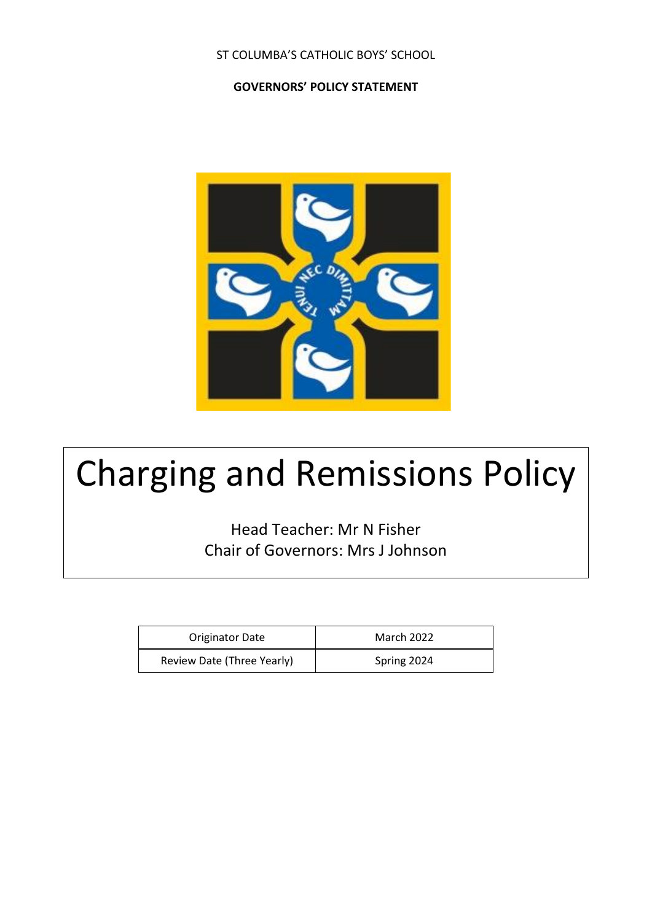ST COLUMBA'S CATHOLIC BOYS' SCHOOL

**GOVERNORS' POLICY STATEMENT**

# Charging and Remissions Policy

Head Teacher: Mr N Fisher
Chair of Governors: Mrs J Johnson

| Originator Date | March 2022 |
|---|---|
| Review Date (Three Yearly) | Spring 2024 |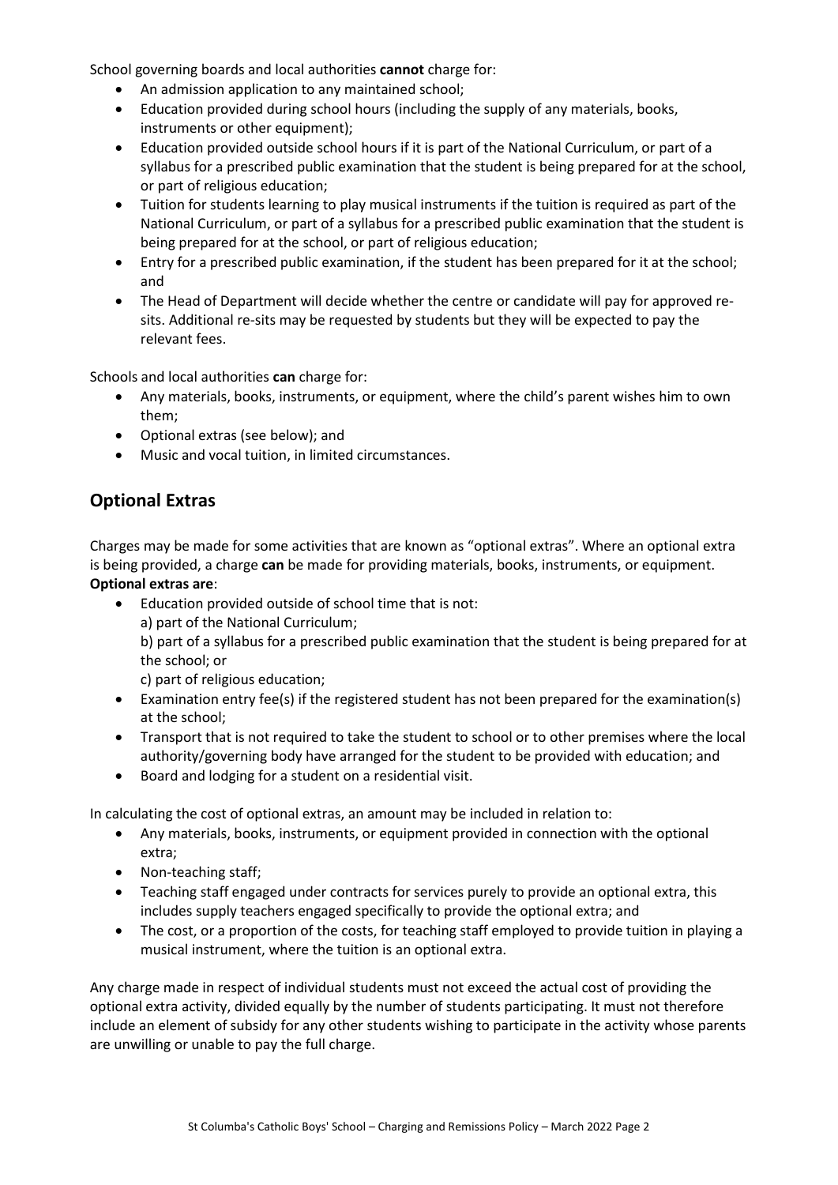School governing boards and local authorities **cannot** charge for:

- An admission application to any maintained school;
- Education provided during school hours (including the supply of any materials, books, instruments or other equipment);
- Education provided outside school hours if it is part of the National Curriculum, or part of a syllabus for a prescribed public examination that the student is being prepared for at the school, or part of religious education;
- Tuition for students learning to play musical instruments if the tuition is required as part of the National Curriculum, or part of a syllabus for a prescribed public examination that the student is being prepared for at the school, or part of religious education;
- Entry for a prescribed public examination, if the student has been prepared for it at the school; and
- The Head of Department will decide whether the centre or candidate will pay for approved re-sits. Additional re-sits may be requested by students but they will be expected to pay the relevant fees.

Schools and local authorities **can** charge for:

- Any materials, books, instruments, or equipment, where the child's parent wishes him to own them;
- Optional extras (see below); and
- Music and vocal tuition, in limited circumstances.

## Optional Extras

Charges may be made for some activities that are known as "optional extras". Where an optional extra is being provided, a charge **can** be made for providing materials, books, instruments, or equipment.
**Optional extras are**:

- Education provided outside of school time that is not:
  a) part of the National Curriculum;
  b) part of a syllabus for a prescribed public examination that the student is being prepared for at the school; or
  c) part of religious education;
- Examination entry fee(s) if the registered student has not been prepared for the examination(s) at the school;
- Transport that is not required to take the student to school or to other premises where the local authority/governing body have arranged for the student to be provided with education; and
- Board and lodging for a student on a residential visit.

In calculating the cost of optional extras, an amount may be included in relation to:

- Any materials, books, instruments, or equipment provided in connection with the optional extra;
- Non-teaching staff;
- Teaching staff engaged under contracts for services purely to provide an optional extra, this includes supply teachers engaged specifically to provide the optional extra; and
- The cost, or a proportion of the costs, for teaching staff employed to provide tuition in playing a musical instrument, where the tuition is an optional extra.

Any charge made in respect of individual students must not exceed the actual cost of providing the optional extra activity, divided equally by the number of students participating. It must not therefore include an element of subsidy for any other students wishing to participate in the activity whose parents are unwilling or unable to pay the full charge.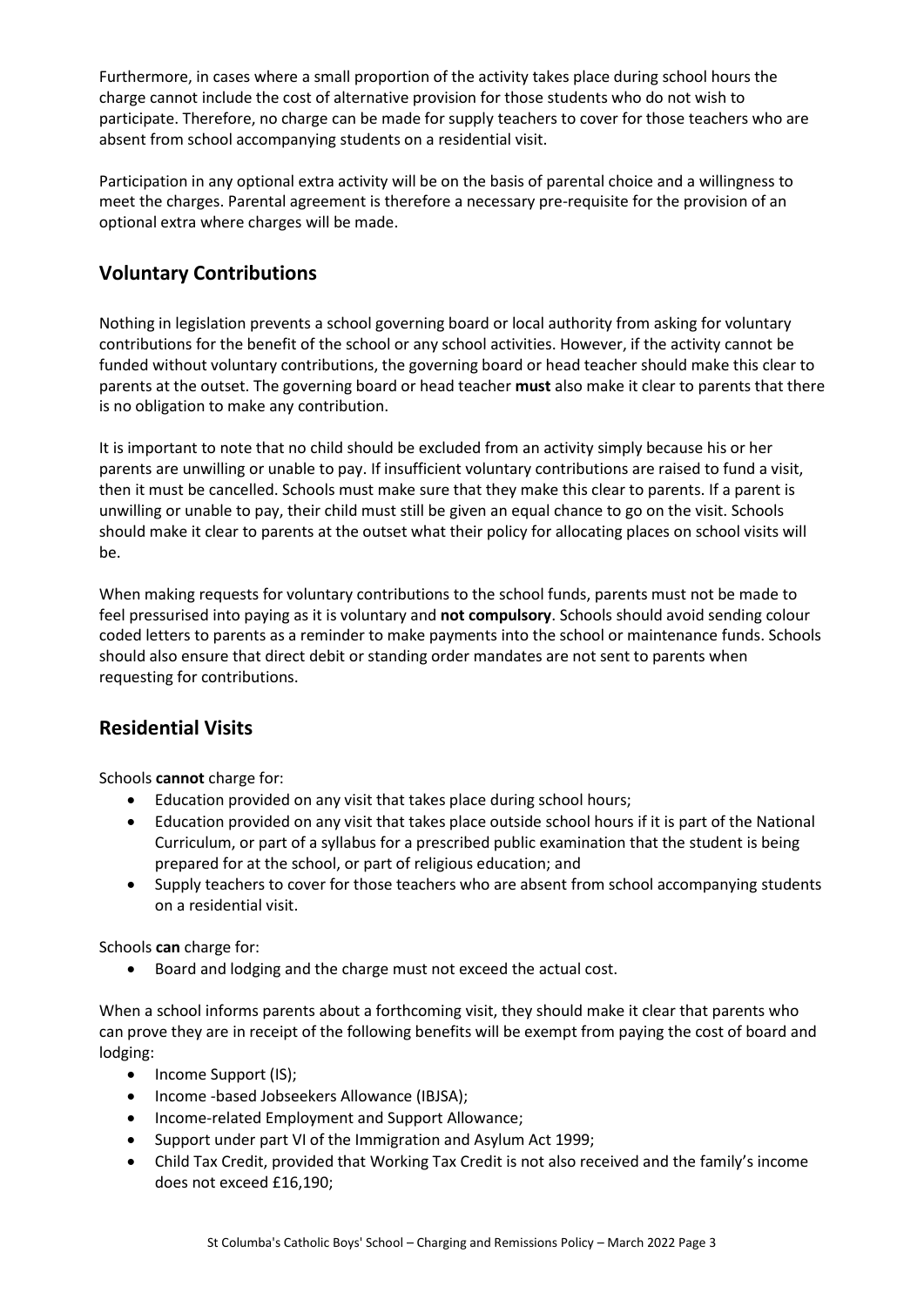Furthermore, in cases where a small proportion of the activity takes place during school hours the charge cannot include the cost of alternative provision for those students who do not wish to participate. Therefore, no charge can be made for supply teachers to cover for those teachers who are absent from school accompanying students on a residential visit.

Participation in any optional extra activity will be on the basis of parental choice and a willingness to meet the charges. Parental agreement is therefore a necessary pre-requisite for the provision of an optional extra where charges will be made.

## Voluntary Contributions

Nothing in legislation prevents a school governing board or local authority from asking for voluntary contributions for the benefit of the school or any school activities. However, if the activity cannot be funded without voluntary contributions, the governing board or head teacher should make this clear to parents at the outset. The governing board or head teacher **must** also make it clear to parents that there is no obligation to make any contribution.

It is important to note that no child should be excluded from an activity simply because his or her parents are unwilling or unable to pay. If insufficient voluntary contributions are raised to fund a visit, then it must be cancelled. Schools must make sure that they make this clear to parents. If a parent is unwilling or unable to pay, their child must still be given an equal chance to go on the visit. Schools should make it clear to parents at the outset what their policy for allocating places on school visits will be.

When making requests for voluntary contributions to the school funds, parents must not be made to feel pressurised into paying as it is voluntary and **not compulsory**. Schools should avoid sending colour coded letters to parents as a reminder to make payments into the school or maintenance funds. Schools should also ensure that direct debit or standing order mandates are not sent to parents when requesting for contributions.

## Residential Visits

Schools **cannot** charge for:

- Education provided on any visit that takes place during school hours;
- Education provided on any visit that takes place outside school hours if it is part of the National Curriculum, or part of a syllabus for a prescribed public examination that the student is being prepared for at the school, or part of religious education; and
- Supply teachers to cover for those teachers who are absent from school accompanying students on a residential visit.

Schools **can** charge for:

- Board and lodging and the charge must not exceed the actual cost.

When a school informs parents about a forthcoming visit, they should make it clear that parents who can prove they are in receipt of the following benefits will be exempt from paying the cost of board and lodging:

- Income Support (IS);
- Income -based Jobseekers Allowance (IBJSA);
- Income-related Employment and Support Allowance;
- Support under part VI of the Immigration and Asylum Act 1999;
- Child Tax Credit, provided that Working Tax Credit is not also received and the family's income does not exceed £16,190;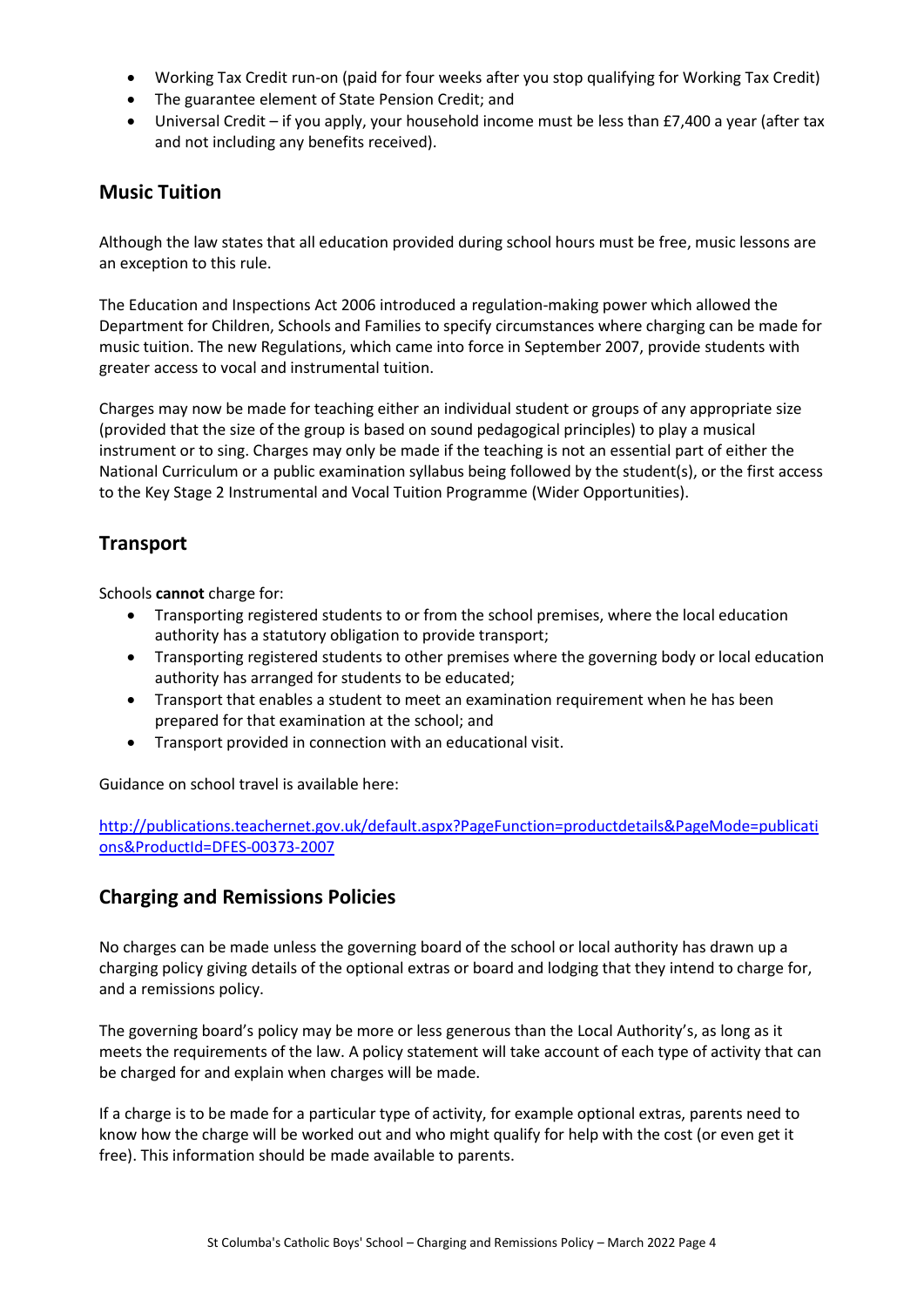- Working Tax Credit run-on (paid for four weeks after you stop qualifying for Working Tax Credit)
- The guarantee element of State Pension Credit; and
- Universal Credit – if you apply, your household income must be less than £7,400 a year (after tax and not including any benefits received).

## Music Tuition

Although the law states that all education provided during school hours must be free, music lessons are an exception to this rule.

The Education and Inspections Act 2006 introduced a regulation-making power which allowed the Department for Children, Schools and Families to specify circumstances where charging can be made for music tuition. The new Regulations, which came into force in September 2007, provide students with greater access to vocal and instrumental tuition.

Charges may now be made for teaching either an individual student or groups of any appropriate size (provided that the size of the group is based on sound pedagogical principles) to play a musical instrument or to sing. Charges may only be made if the teaching is not an essential part of either the National Curriculum or a public examination syllabus being followed by the student(s), or the first access to the Key Stage 2 Instrumental and Vocal Tuition Programme (Wider Opportunities).

## Transport

Schools **cannot** charge for:

- Transporting registered students to or from the school premises, where the local education authority has a statutory obligation to provide transport;
- Transporting registered students to other premises where the governing body or local education authority has arranged for students to be educated;
- Transport that enables a student to meet an examination requirement when he has been prepared for that examination at the school; and
- Transport provided in connection with an educational visit.

Guidance on school travel is available here:

http://publications.teachernet.gov.uk/default.aspx?PageFunction=productdetails&PageMode=publications&ProductId=DFES-00373-2007

## Charging and Remissions Policies

No charges can be made unless the governing board of the school or local authority has drawn up a charging policy giving details of the optional extras or board and lodging that they intend to charge for, and a remissions policy.

The governing board's policy may be more or less generous than the Local Authority's, as long as it meets the requirements of the law. A policy statement will take account of each type of activity that can be charged for and explain when charges will be made.

If a charge is to be made for a particular type of activity, for example optional extras, parents need to know how the charge will be worked out and who might qualify for help with the cost (or even get it free). This information should be made available to parents.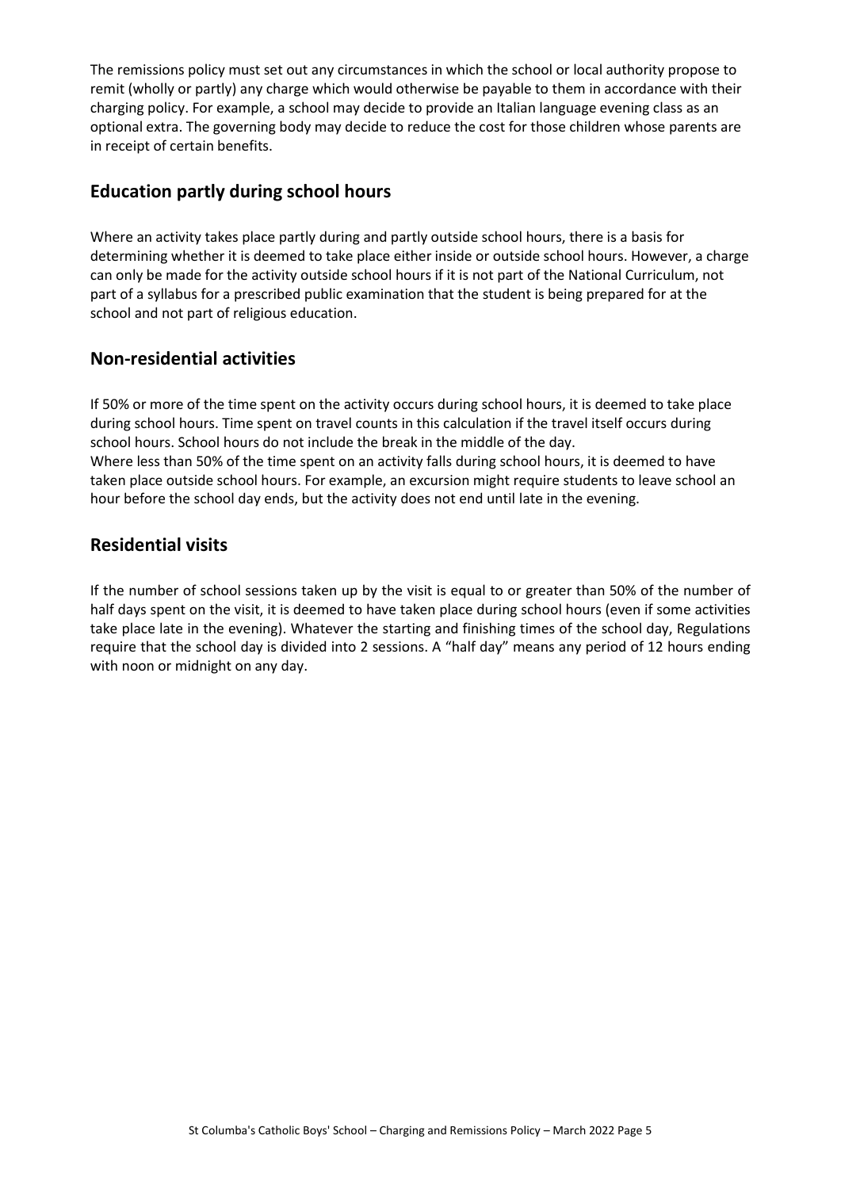The remissions policy must set out any circumstances in which the school or local authority propose to remit (wholly or partly) any charge which would otherwise be payable to them in accordance with their charging policy. For example, a school may decide to provide an Italian language evening class as an optional extra. The governing body may decide to reduce the cost for those children whose parents are in receipt of certain benefits.

## Education partly during school hours

Where an activity takes place partly during and partly outside school hours, there is a basis for determining whether it is deemed to take place either inside or outside school hours. However, a charge can only be made for the activity outside school hours if it is not part of the National Curriculum, not part of a syllabus for a prescribed public examination that the student is being prepared for at the school and not part of religious education.

## Non-residential activities

If 50% or more of the time spent on the activity occurs during school hours, it is deemed to take place during school hours. Time spent on travel counts in this calculation if the travel itself occurs during school hours. School hours do not include the break in the middle of the day.
Where less than 50% of the time spent on an activity falls during school hours, it is deemed to have taken place outside school hours. For example, an excursion might require students to leave school an hour before the school day ends, but the activity does not end until late in the evening.

## Residential visits

If the number of school sessions taken up by the visit is equal to or greater than 50% of the number of half days spent on the visit, it is deemed to have taken place during school hours (even if some activities take place late in the evening). Whatever the starting and finishing times of the school day, Regulations require that the school day is divided into 2 sessions. A "half day" means any period of 12 hours ending with noon or midnight on any day.